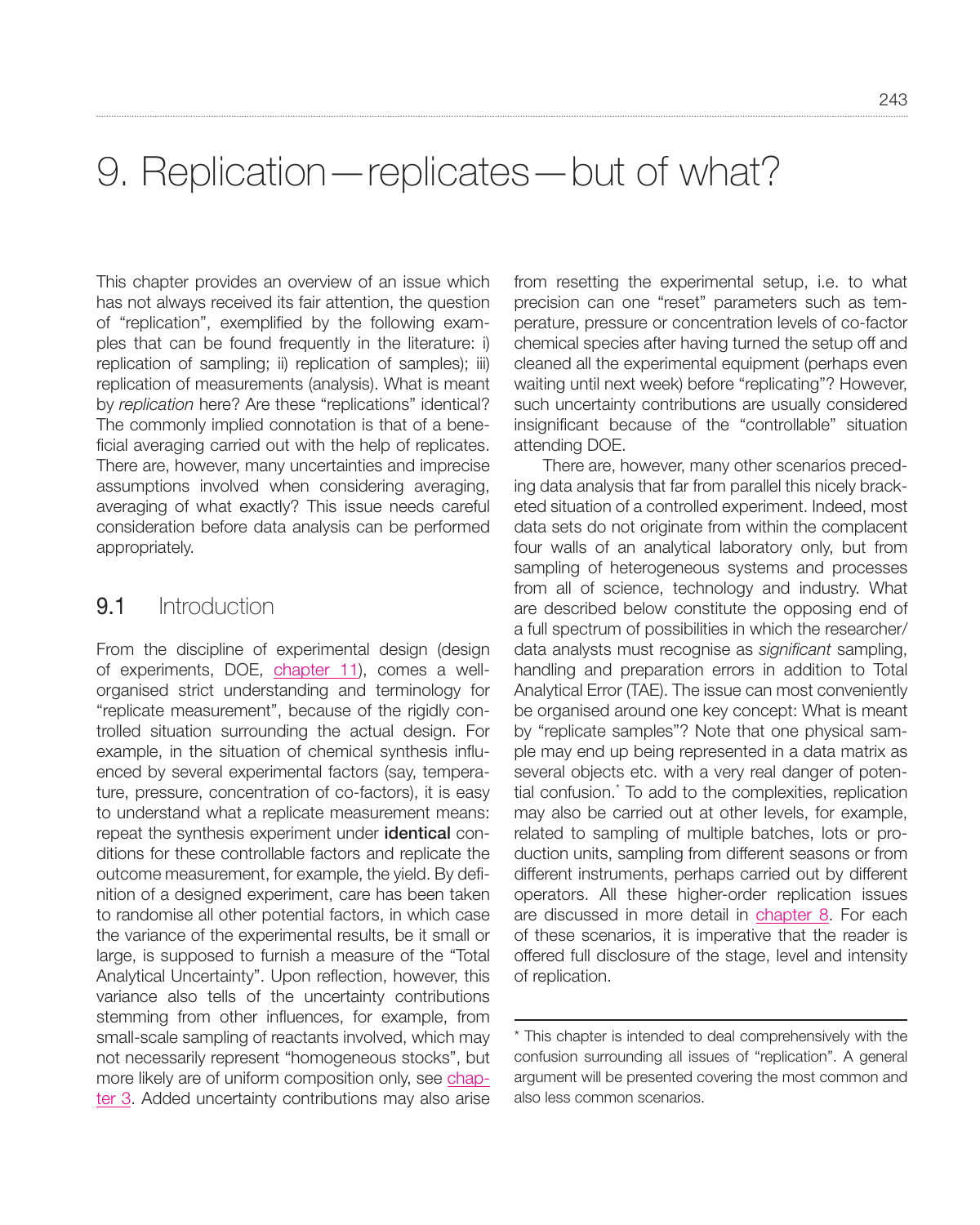# 9. Replication—replicates—but of what?

This chapter provides an overview of an issue which has not always received its fair attention, the question of "replication", exemplified by the following examples that can be found frequently in the literature: i) replication of sampling; ii) replication of samples); iii) replication of measurements (analysis). What is meant by *replication* here? Are these "replications" identical? The commonly implied connotation is that of a beneficial averaging carried out with the help of replicates. There are, however, many uncertainties and imprecise assumptions involved when considering averaging, averaging of what exactly? This issue needs careful consideration before data analysis can be performed appropriately.

## 9.1 Introduction

From the discipline of experimental design (design of experiments, DOE, chapter 11), comes a well-organised strict understanding and terminology for "replicate measurement", because of the rigidly controlled situation surrounding the actual design. For example, in the situation of chemical synthesis influenced by several experimental factors (say, temperature, pressure, concentration of co-factors), it is easy to understand what a replicate measurement means: repeat the synthesis experiment under **identical** conditions for these controllable factors and replicate the outcome measurement, for example, the yield. By definition of a designed experiment, care has been taken to randomise all other potential factors, in which case the variance of the experimental results, be it small or large, is supposed to furnish a measure of the "Total Analytical Uncertainty". Upon reflection, however, this variance also tells of the uncertainty contributions stemming from other influences, for example, from small-scale sampling of reactants involved, which may not necessarily represent "homogeneous stocks", but more likely are of uniform composition only, see chapter 3. Added uncertainty contributions may also arise from resetting the experimental setup, i.e. to what precision can one "reset" parameters such as temperature, pressure or concentration levels of co-factor chemical species after having turned the setup off and cleaned all the experimental equipment (perhaps even waiting until next week) before "replicating"? However, such uncertainty contributions are usually considered insignificant because of the "controllable" situation attending DOE.

There are, however, many other scenarios preceding data analysis that far from parallel this nicely bracketed situation of a controlled experiment. Indeed, most data sets do not originate from within the complacent four walls of an analytical laboratory only, but from sampling of heterogeneous systems and processes from all of science, technology and industry. What are described below constitute the opposing end of a full spectrum of possibilities in which the researcher/data analysts must recognise as *significant* sampling, handling and preparation errors in addition to Total Analytical Error (TAE). The issue can most conveniently be organised around one key concept: What is meant by "replicate samples"? Note that one physical sample may end up being represented in a data matrix as several objects etc. with a very real danger of potential confusion.* To add to the complexities, replication may also be carried out at other levels, for example, related to sampling of multiple batches, lots or production units, sampling from different seasons or from different instruments, perhaps carried out by different operators. All these higher-order replication issues are discussed in more detail in chapter 8. For each of these scenarios, it is imperative that the reader is offered full disclosure of the stage, level and intensity of replication.

* This chapter is intended to deal comprehensively with the confusion surrounding all issues of "replication". A general argument will be presented covering the most common and also less common scenarios.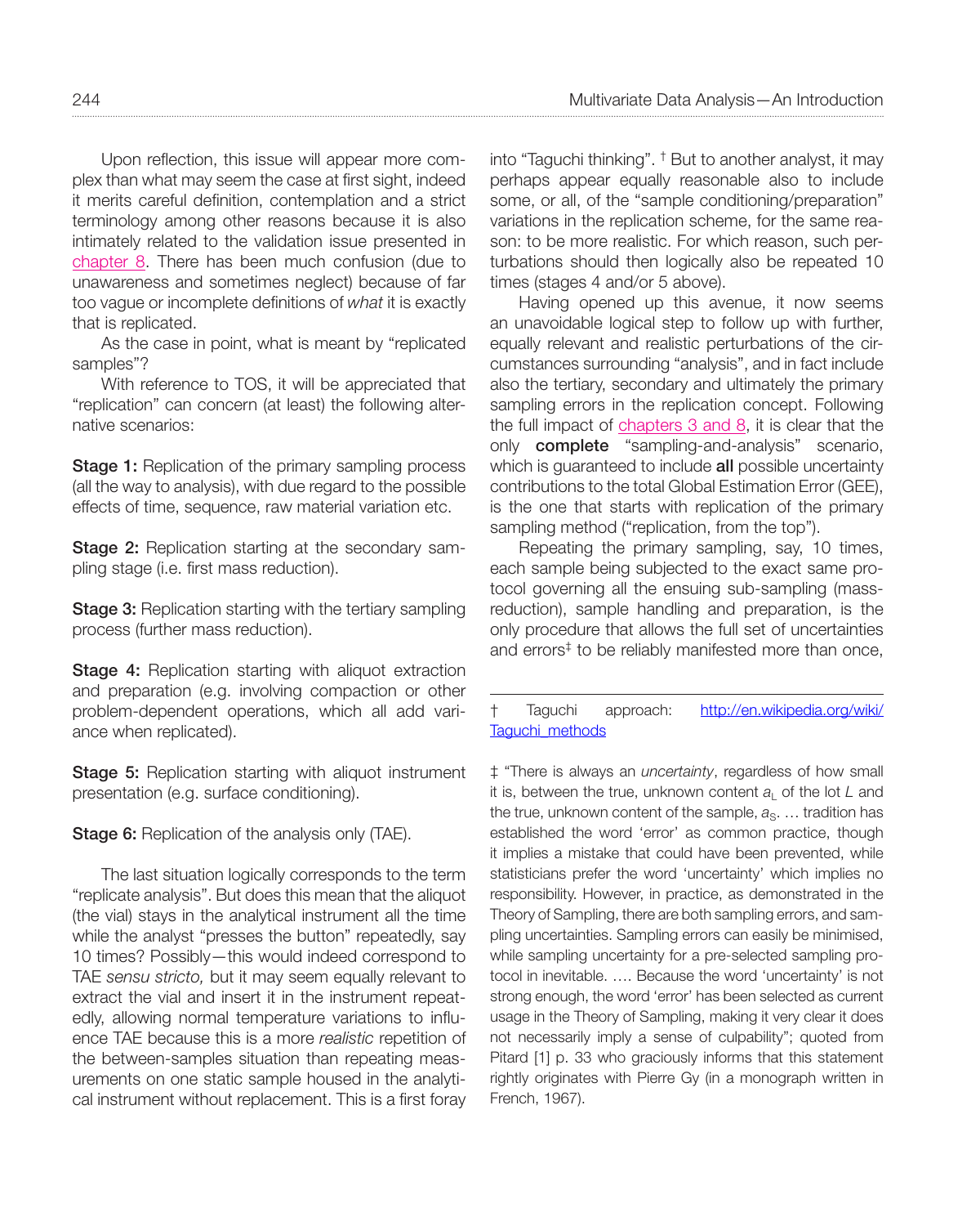Upon reflection, this issue will appear more complex than what may seem the case at first sight, indeed it merits careful definition, contemplation and a strict terminology among other reasons because it is also intimately related to the validation issue presented in chapter 8. There has been much confusion (due to unawareness and sometimes neglect) because of far too vague or incomplete definitions of *what* it is exactly that is replicated.

As the case in point, what is meant by "replicated samples"?

With reference to TOS, it will be appreciated that "replication" can concern (at least) the following alternative scenarios:

**Stage 1:** Replication of the primary sampling process (all the way to analysis), with due regard to the possible effects of time, sequence, raw material variation etc.

**Stage 2:** Replication starting at the secondary sampling stage (i.e. first mass reduction).

**Stage 3:** Replication starting with the tertiary sampling process (further mass reduction).

**Stage 4:** Replication starting with aliquot extraction and preparation (e.g. involving compaction or other problem-dependent operations, which all add variance when replicated).

**Stage 5:** Replication starting with aliquot instrument presentation (e.g. surface conditioning).

**Stage 6:** Replication of the analysis only (TAE).

The last situation logically corresponds to the term "replicate analysis". But does this mean that the aliquot (the vial) stays in the analytical instrument all the time while the analyst "presses the button" repeatedly, say 10 times? Possibly—this would indeed correspond to TAE *sensu stricto,* but it may seem equally relevant to extract the vial and insert it in the instrument repeatedly, allowing normal temperature variations to influence TAE because this is a more *realistic* repetition of the between-samples situation than repeating measurements on one static sample housed in the analytical instrument without replacement. This is a first foray into "Taguchi thinking". † But to another analyst, it may perhaps appear equally reasonable also to include some, or all, of the "sample conditioning/preparation" variations in the replication scheme, for the same reason: to be more realistic. For which reason, such perturbations should then logically also be repeated 10 times (stages 4 and/or 5 above).

Having opened up this avenue, it now seems an unavoidable logical step to follow up with further, equally relevant and realistic perturbations of the circumstances surrounding "analysis", and in fact include also the tertiary, secondary and ultimately the primary sampling errors in the replication concept. Following the full impact of chapters 3 and 8, it is clear that the only **complete** "sampling-and-analysis" scenario, which is guaranteed to include **all** possible uncertainty contributions to the total Global Estimation Error (GEE), is the one that starts with replication of the primary sampling method ("replication, from the top").

Repeating the primary sampling, say, 10 times, each sample being subjected to the exact same protocol governing all the ensuing sub-sampling (mass-reduction), sample handling and preparation, is the only procedure that allows the full set of uncertainties and errors‡ to be reliably manifested more than once,

---

† Taguchi approach: http://en.wikipedia.org/wiki/Taguchi_methods

‡ "There is always an *uncertainty*, regardless of how small it is, between the true, unknown content $a_L$ of the lot $L$ and the true, unknown content of the sample, $a_S$. … tradition has established the word 'error' as common practice, though it implies a mistake that could have been prevented, while statisticians prefer the word 'uncertainty' which implies no responsibility. However, in practice, as demonstrated in the Theory of Sampling, there are both sampling errors, and sampling uncertainties. Sampling errors can easily be minimised, while sampling uncertainty for a pre-selected sampling protocol in inevitable. …. Because the word 'uncertainty' is not strong enough, the word 'error' has been selected as current usage in the Theory of Sampling, making it very clear it does not necessarily imply a sense of culpability"; quoted from Pitard [1] p. 33 who graciously informs that this statement rightly originates with Pierre Gy (in a monograph written in French, 1967).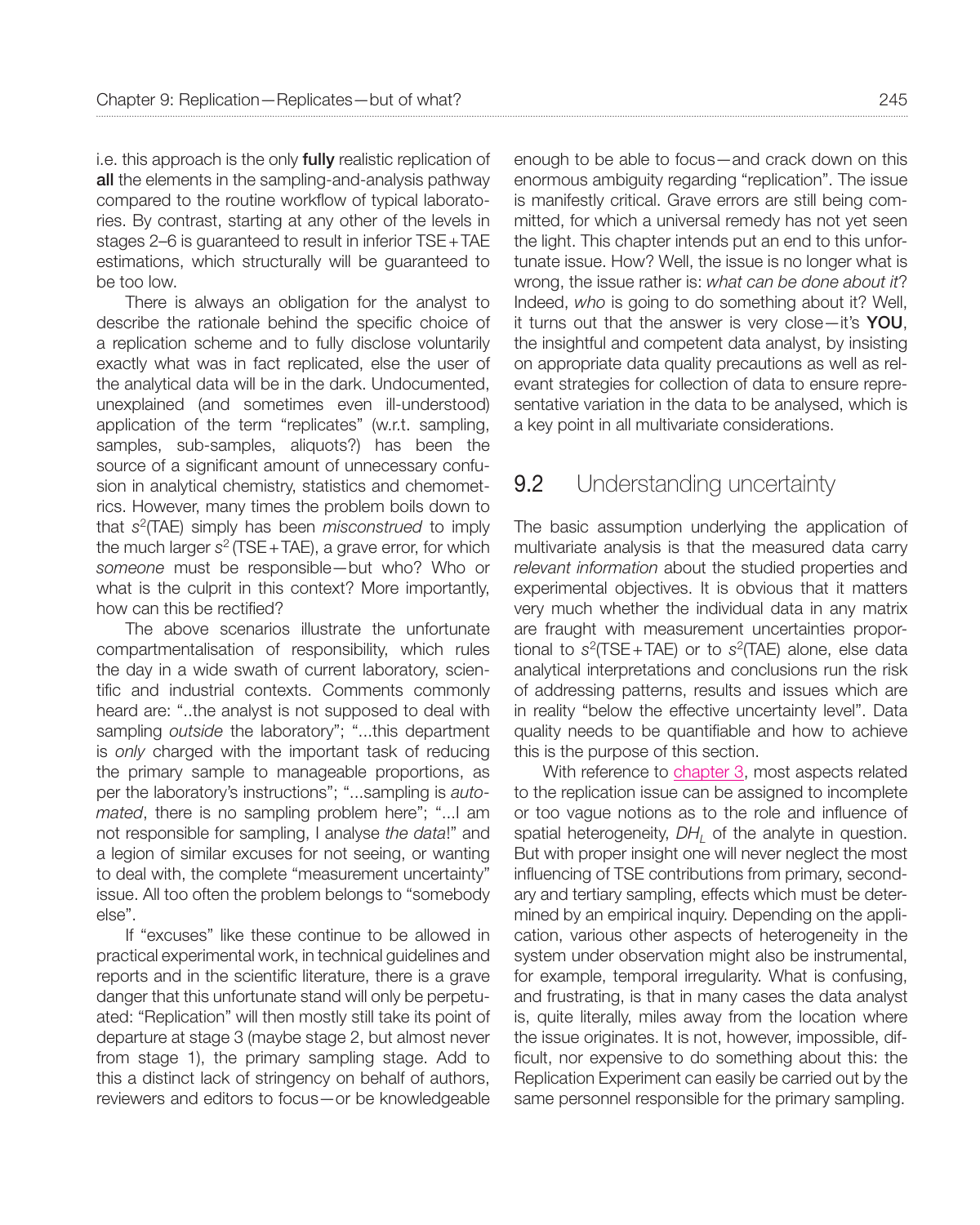i.e. this approach is the only **fully** realistic replication of **all** the elements in the sampling-and-analysis pathway compared to the routine workflow of typical laboratories. By contrast, starting at any other of the levels in stages 2–6 is guaranteed to result in inferior TSE + TAE estimations, which structurally will be guaranteed to be too low.

There is always an obligation for the analyst to describe the rationale behind the specific choice of a replication scheme and to fully disclose voluntarily exactly what was in fact replicated, else the user of the analytical data will be in the dark. Undocumented, unexplained (and sometimes even ill-understood) application of the term "replicates" (w.r.t. sampling, samples, sub-samples, aliquots?) has been the source of a significant amount of unnecessary confusion in analytical chemistry, statistics and chemometrics. However, many times the problem boils down to that $s^2$(TAE) simply has been *misconstrued* to imply the much larger $s^2$ (TSE + TAE), a grave error, for which *someone* must be responsible—but who? Who or what is the culprit in this context? More importantly, how can this be rectified?

The above scenarios illustrate the unfortunate compartmentalisation of responsibility, which rules the day in a wide swath of current laboratory, scientific and industrial contexts. Comments commonly heard are: "..the analyst is not supposed to deal with sampling *outside* the laboratory"; "...this department is *only* charged with the important task of reducing the primary sample to manageable proportions, as per the laboratory's instructions"; "...sampling is *automated*, there is no sampling problem here"; "...I am not responsible for sampling, I analyse *the data*!" and a legion of similar excuses for not seeing, or wanting to deal with, the complete "measurement uncertainty" issue. All too often the problem belongs to "somebody else".

If "excuses" like these continue to be allowed in practical experimental work, in technical guidelines and reports and in the scientific literature, there is a grave danger that this unfortunate stand will only be perpetuated: "Replication" will then mostly still take its point of departure at stage 3 (maybe stage 2, but almost never from stage 1), the primary sampling stage. Add to this a distinct lack of stringency on behalf of authors, reviewers and editors to focus—or be knowledgeable enough to be able to focus—and crack down on this enormous ambiguity regarding "replication". The issue is manifestly critical. Grave errors are still being committed, for which a universal remedy has not yet seen the light. This chapter intends put an end to this unfortunate issue. How? Well, the issue is no longer what is wrong, the issue rather is: *what can be done about it*? Indeed, *who* is going to do something about it? Well, it turns out that the answer is very close—it's **YOU**, the insightful and competent data analyst, by insisting on appropriate data quality precautions as well as relevant strategies for collection of data to ensure representative variation in the data to be analysed, which is a key point in all multivariate considerations.

## 9.2 Understanding uncertainty

The basic assumption underlying the application of multivariate analysis is that the measured data carry *relevant information* about the studied properties and experimental objectives. It is obvious that it matters very much whether the individual data in any matrix are fraught with measurement uncertainties proportional to $s^2$(TSE + TAE) or to $s^2$(TAE) alone, else data analytical interpretations and conclusions run the risk of addressing patterns, results and issues which are in reality "below the effective uncertainty level". Data quality needs to be quantifiable and how to achieve this is the purpose of this section.

With reference to chapter 3, most aspects related to the replication issue can be assigned to incomplete or too vague notions as to the role and influence of spatial heterogeneity, $DH_L$ of the analyte in question. But with proper insight one will never neglect the most influencing of TSE contributions from primary, secondary and tertiary sampling, effects which must be determined by an empirical inquiry. Depending on the application, various other aspects of heterogeneity in the system under observation might also be instrumental, for example, temporal irregularity. What is confusing, and frustrating, is that in many cases the data analyst is, quite literally, miles away from the location where the issue originates. It is not, however, impossible, difficult, nor expensive to do something about this: the Replication Experiment can easily be carried out by the same personnel responsible for the primary sampling.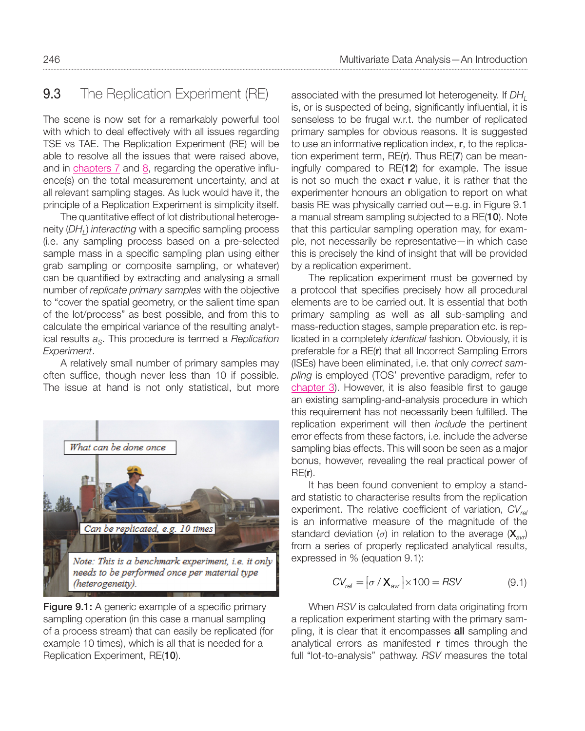## 9.3 The Replication Experiment (RE)

The scene is now set for a remarkably powerful tool with which to deal effectively with all issues regarding TSE vs TAE. The Replication Experiment (RE) will be able to resolve all the issues that were raised above, and in chapters 7 and 8, regarding the operative influence(s) on the total measurement uncertainty, and at all relevant sampling stages. As luck would have it, the principle of a Replication Experiment is simplicity itself.

The quantitative effect of lot distributional heterogeneity ($DH_L$) *interacting* with a specific sampling process (i.e. any sampling process based on a pre-selected sample mass in a specific sampling plan using either grab sampling or composite sampling, or whatever) can be quantified by extracting and analysing a small number of *replicate primary samples* with the objective to "cover the spatial geometry, or the salient time span of the lot/process" as best possible, and from this to calculate the empirical variance of the resulting analytical results $a_S$. This procedure is termed a *Replication Experiment*.

A relatively small number of primary samples may often suffice, though never less than 10 if possible. The issue at hand is not only statistical, but more associated with the presumed lot heterogeneity. If $DH_L$ is, or is suspected of being, significantly influential, it is senseless to be frugal w.r.t. the number of replicated primary samples for obvious reasons. It is suggested to use an informative replication index, **r**, to the replication experiment term, RE(**r**). Thus RE(**7**) can be meaningfully compared to RE(**12**) for example. The issue is not so much the exact **r** value, it is rather that the experimenter honours an obligation to report on what basis RE was physically carried out—e.g. in Figure 9.1 a manual stream sampling subjected to a RE(**10**). Note that this particular sampling operation may, for example, not necessarily be representative—in which case this is precisely the kind of insight that will be provided by a replication experiment.

The replication experiment must be governed by a protocol that specifies precisely how all procedural elements are to be carried out. It is essential that both primary sampling as well as all sub-sampling and mass-reduction stages, sample preparation etc. is replicated in a completely *identical* fashion. Obviously, it is preferable for a RE(**r**) that all Incorrect Sampling Errors (ISEs) have been eliminated, i.e. that only *correct sampling* is employed (TOS' preventive paradigm, refer to chapter 3). However, it is also feasible first to gauge an existing sampling-and-analysis procedure in which this requirement has not necessarily been fulfilled. The replication experiment will then *include* the pertinent error effects from these factors, i.e. include the adverse sampling bias effects. This will soon be seen as a major bonus, however, revealing the real practical power of RE(**r**).

It has been found convenient to employ a standard statistic to characterise results from the replication experiment. The relative coefficient of variation, $CV_{rel}$ is an informative measure of the magnitude of the standard deviation ($\sigma$) in relation to the average ($\mathbf{X}_{avr}$) from a series of properly replicated analytical results, expressed in % (equation 9.1):

$$CV_{rel} = \left[\sigma / \mathbf{X}_{avr}\right] \times 100 = RSV \qquad (9.1)$$

What can be done once

Can be replicated, e.g. 10 times

Note: This is a benchmark experiment, i.e. it only needs to be performed once per material type (heterogeneity).

**Figure 9.1:** A generic example of a specific primary sampling operation (in this case a manual sampling of a process stream) that can easily be replicated (for example 10 times), which is all that is needed for a Replication Experiment, RE(**10**).

When *RSV* is calculated from data originating from a replication experiment starting with the primary sampling, it is clear that it encompasses **all** sampling and analytical errors as manifested **r** times through the full "lot-to-analysis" pathway. *RSV* measures the total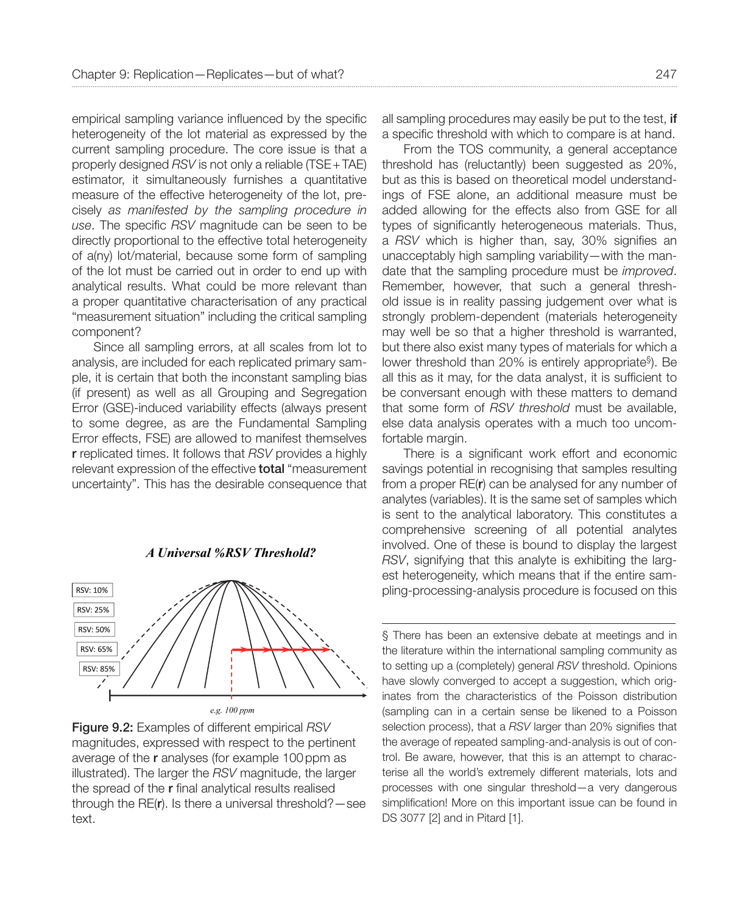empirical sampling variance influenced by the specific heterogeneity of the lot material as expressed by the current sampling procedure. The core issue is that a properly designed *RSV* is not only a reliable (TSE + TAE) estimator, it simultaneously furnishes a quantitative measure of the effective heterogeneity of the lot, precisely *as manifested by the sampling procedure in use*. The specific *RSV* magnitude can be seen to be directly proportional to the effective total heterogeneity of a(ny) lot/material, because some form of sampling of the lot must be carried out in order to end up with analytical results. What could be more relevant than a proper quantitative characterisation of any practical "measurement situation" including the critical sampling component?

Since all sampling errors, at all scales from lot to analysis, are included for each replicated primary sample, it is certain that both the inconstant sampling bias (if present) as well as all Grouping and Segregation Error (GSE)-induced variability effects (always present to some degree, as are the Fundamental Sampling Error effects, FSE) are allowed to manifest themselves **r** replicated times. It follows that *RSV* provides a highly relevant expression of the effective **total** "measurement uncertainty". This has the desirable consequence that all sampling procedures may easily be put to the test, **if** a specific threshold with which to compare is at hand.

From the TOS community, a general acceptance threshold has (reluctantly) been suggested as 20%, but as this is based on theoretical model understandings of FSE alone, an additional measure must be added allowing for the effects also from GSE for all types of significantly heterogeneous materials. Thus, a *RSV* which is higher than, say, 30% signifies an unacceptably high sampling variability—with the mandate that the sampling procedure must be *improved*. Remember, however, that such a general threshold issue is in reality passing judgement over what is strongly problem-dependent (materials heterogeneity may well be so that a higher threshold is warranted, but there also exist many types of materials for which a lower threshold than 20% is entirely appropriate§). Be all this as it may, for the data analyst, it is sufficient to be conversant enough with these matters to demand that some form of *RSV threshold* must be available, else data analysis operates with a much too uncomfortable margin.

There is a significant work effort and economic savings potential in recognising that samples resulting from a proper RE(**r**) can be analysed for any number of analytes (variables). It is the same set of samples which is sent to the analytical laboratory. This constitutes a comprehensive screening of all potential analytes involved. One of these is bound to display the largest *RSV*, signifying that this analyte is exhibiting the largest heterogeneity, which means that if the entire sampling-processing-analysis procedure is focused on this

**Figure 9.2:** Examples of different empirical *RSV* magnitudes, expressed with respect to the pertinent average of the **r** analyses (for example 100 ppm as illustrated). The larger the *RSV* magnitude, the larger the spread of the **r** final analytical results realised through the RE(**r**). Is there a universal threshold?—see text.

§ There has been an extensive debate at meetings and in the literature within the international sampling community as to setting up a (completely) general *RSV* threshold. Opinions have slowly converged to accept a suggestion, which originates from the characteristics of the Poisson distribution (sampling can in a certain sense be likened to a Poisson selection process), that a *RSV* larger than 20% signifies that the average of repeated sampling-and-analysis is out of control. Be aware, however, that this is an attempt to characterise all the world's extremely different materials, lots and processes with one singular threshold—a very dangerous simplification! More on this important issue can be found in DS 3077 [2] and in Pitard [1].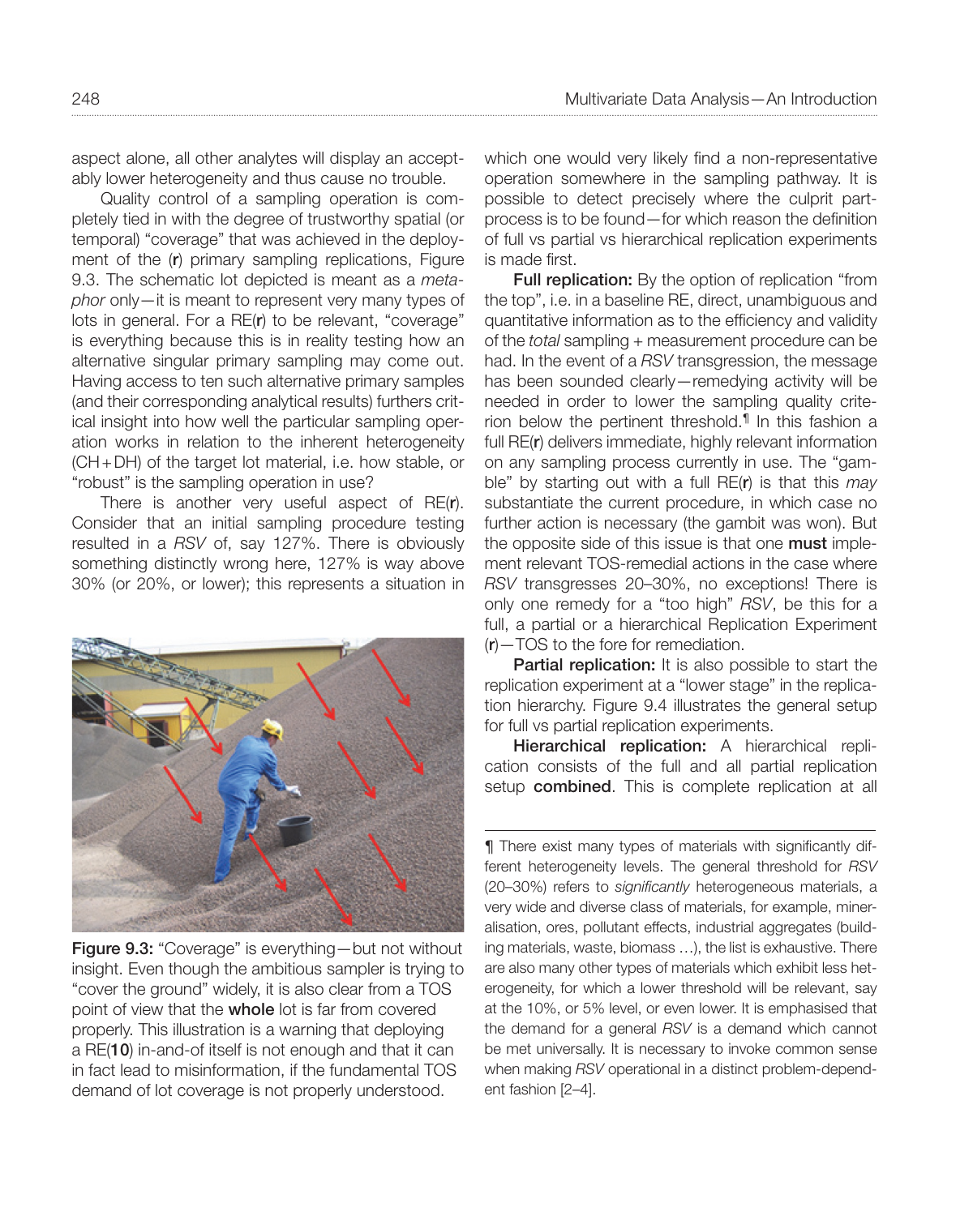aspect alone, all other analytes will display an acceptably lower heterogeneity and thus cause no trouble.

Quality control of a sampling operation is completely tied in with the degree of trustworthy spatial (or temporal) "coverage" that was achieved in the deployment of the (**r**) primary sampling replications, Figure 9.3. The schematic lot depicted is meant as a *metaphor* only—it is meant to represent very many types of lots in general. For a RE(**r**) to be relevant, "coverage" is everything because this is in reality testing how an alternative singular primary sampling may come out. Having access to ten such alternative primary samples (and their corresponding analytical results) furthers critical insight into how well the particular sampling operation works in relation to the inherent heterogeneity (CH+DH) of the target lot material, i.e. how stable, or "robust" is the sampling operation in use?

There is another very useful aspect of RE(**r**). Consider that an initial sampling procedure testing resulted in a *RSV* of, say 127%. There is obviously something distinctly wrong here, 127% is way above 30% (or 20%, or lower); this represents a situation in which one would very likely find a non-representative operation somewhere in the sampling pathway. It is possible to detect precisely where the culprit part-process is to be found—for which reason the definition of full vs partial vs hierarchical replication experiments is made first.

**Figure 9.3:** "Coverage" is everything—but not without insight. Even though the ambitious sampler is trying to "cover the ground" widely, it is also clear from a TOS point of view that the **whole** lot is far from covered properly. This illustration is a warning that deploying a RE(**10**) in-and-of itself is not enough and that it can in fact lead to misinformation, if the fundamental TOS demand of lot coverage is not properly understood.

**Full replication:** By the option of replication "from the top", i.e. in a baseline RE, direct, unambiguous and quantitative information as to the efficiency and validity of the *total* sampling + measurement procedure can be had. In the event of a *RSV* transgression, the message has been sounded clearly—remedying activity will be needed in order to lower the sampling quality criterion below the pertinent threshold.¶ In this fashion a full RE(**r**) delivers immediate, highly relevant information on any sampling process currently in use. The "gamble" by starting out with a full RE(**r**) is that this *may* substantiate the current procedure, in which case no further action is necessary (the gambit was won). But the opposite side of this issue is that one **must** implement relevant TOS-remedial actions in the case where *RSV* transgresses 20–30%, no exceptions! There is only one remedy for a "too high" *RSV*, be this for a full, a partial or a hierarchical Replication Experiment (**r**)—TOS to the fore for remediation.

**Partial replication:** It is also possible to start the replication experiment at a "lower stage" in the replication hierarchy. Figure 9.4 illustrates the general setup for full vs partial replication experiments.

**Hierarchical replication:** A hierarchical replication consists of the full and all partial replication setup **combined**. This is complete replication at all

¶ There exist many types of materials with significantly different heterogeneity levels. The general threshold for *RSV* (20–30%) refers to *significantly* heterogeneous materials, a very wide and diverse class of materials, for example, mineralisation, ores, pollutant effects, industrial aggregates (building materials, waste, biomass …), the list is exhaustive. There are also many other types of materials which exhibit less heterogeneity, for which a lower threshold will be relevant, say at the 10%, or 5% level, or even lower. It is emphasised that the demand for a general *RSV* is a demand which cannot be met universally. It is necessary to invoke common sense when making *RSV* operational in a distinct problem-dependent fashion [2–4].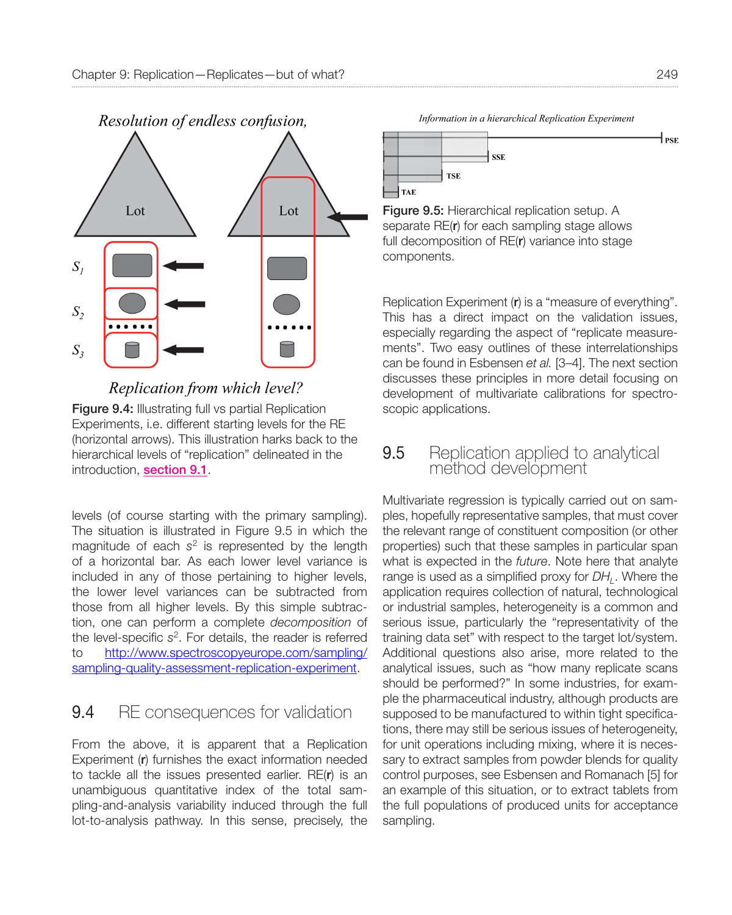Figure 9.4: Illustrating full vs partial Replication Experiments, i.e. different starting levels for the RE (horizontal arrows). This illustration harks back to the hierarchical levels of "replication" delineated in the introduction, section 9.1.

Figure 9.5: Hierarchical replication setup. A separate RE(**r**) for each sampling stage allows full decomposition of RE(**r**) variance into stage components.

levels (of course starting with the primary sampling). The situation is illustrated in Figure 9.5 in which the magnitude of each $s^2$ is represented by the length of a horizontal bar. As each lower level variance is included in any of those pertaining to higher levels, the lower level variances can be subtracted from those from all higher levels. By this simple subtraction, one can perform a complete *decomposition* of the level-specific $s^2$. For details, the reader is referred to http://www.spectroscopyeurope.com/sampling/sampling-quality-assessment-replication-experiment.

## 9.4 RE consequences for validation

From the above, it is apparent that a Replication Experiment (**r**) furnishes the exact information needed to tackle all the issues presented earlier. RE(**r**) is an unambiguous quantitative index of the total sampling-and-analysis variability induced through the full lot-to-analysis pathway. In this sense, precisely, the Replication Experiment (**r**) is a "measure of everything". This has a direct impact on the validation issues, especially regarding the aspect of "replicate measurements". Two easy outlines of these interrelationships can be found in Esbensen *et al.* [3–4]. The next section discusses these principles in more detail focusing on development of multivariate calibrations for spectroscopic applications.

## 9.5 Replication applied to analytical method development

Multivariate regression is typically carried out on samples, hopefully representative samples, that must cover the relevant range of constituent composition (or other properties) such that these samples in particular span what is expected in the *future*. Note here that analyte range is used as a simplified proxy for $DH_L$. Where the application requires collection of natural, technological or industrial samples, heterogeneity is a common and serious issue, particularly the "representativity of the training data set" with respect to the target lot/system. Additional questions also arise, more related to the analytical issues, such as "how many replicate scans should be performed?" In some industries, for example the pharmaceutical industry, although products are supposed to be manufactured to within tight specifications, there may still be serious issues of heterogeneity, for unit operations including mixing, where it is necessary to extract samples from powder blends for quality control purposes, see Esbensen and Romanach [5] for an example of this situation, or to extract tablets from the full populations of produced units for acceptance sampling.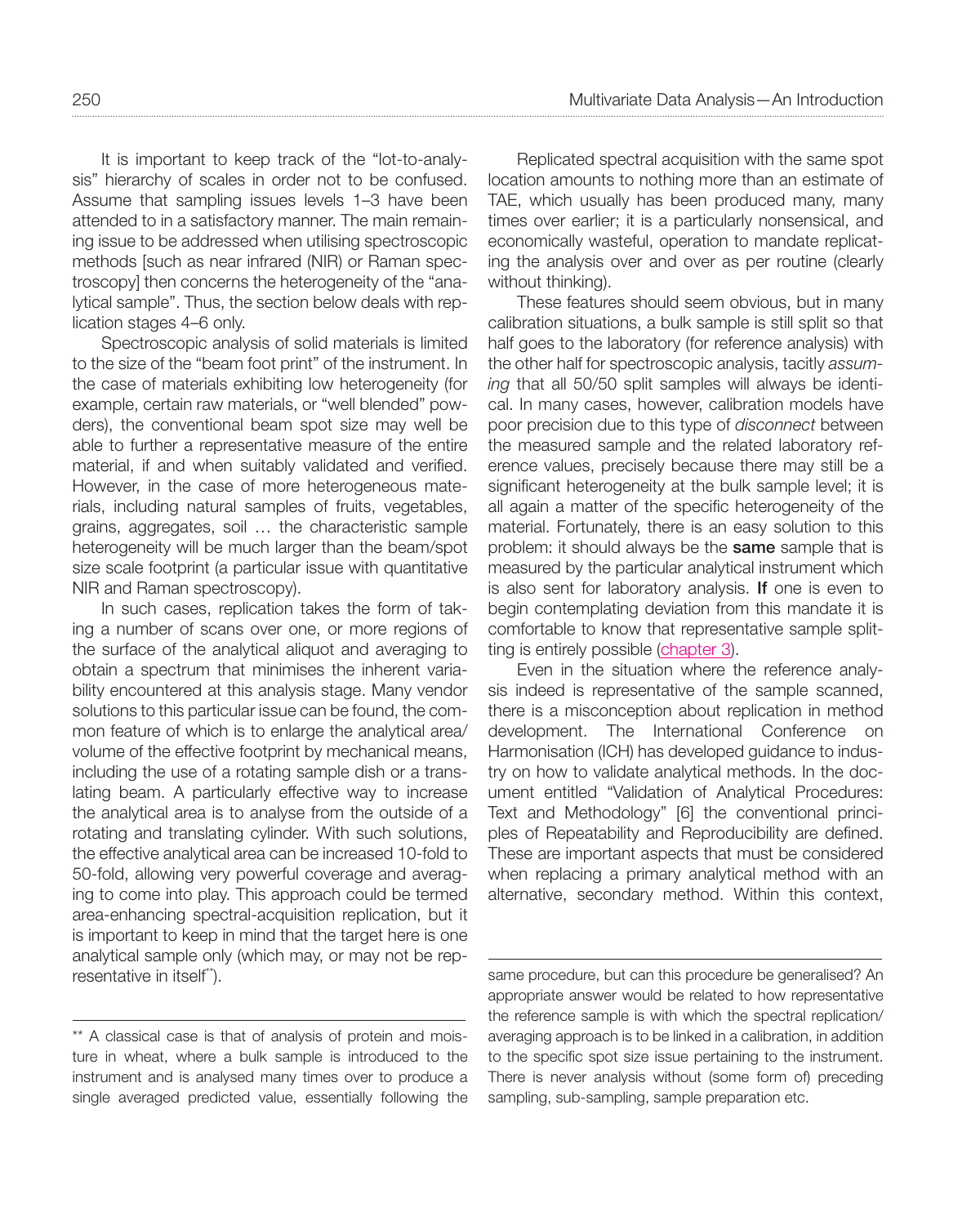It is important to keep track of the "lot-to-analysis" hierarchy of scales in order not to be confused. Assume that sampling issues levels 1–3 have been attended to in a satisfactory manner. The main remaining issue to be addressed when utilising spectroscopic methods [such as near infrared (NIR) or Raman spectroscopy] then concerns the heterogeneity of the "analytical sample". Thus, the section below deals with replication stages 4–6 only.

Spectroscopic analysis of solid materials is limited to the size of the "beam foot print" of the instrument. In the case of materials exhibiting low heterogeneity (for example, certain raw materials, or "well blended" powders), the conventional beam spot size may well be able to further a representative measure of the entire material, if and when suitably validated and verified. However, in the case of more heterogeneous materials, including natural samples of fruits, vegetables, grains, aggregates, soil … the characteristic sample heterogeneity will be much larger than the beam/spot size scale footprint (a particular issue with quantitative NIR and Raman spectroscopy).

In such cases, replication takes the form of taking a number of scans over one, or more regions of the surface of the analytical aliquot and averaging to obtain a spectrum that minimises the inherent variability encountered at this analysis stage. Many vendor solutions to this particular issue can be found, the common feature of which is to enlarge the analytical area/volume of the effective footprint by mechanical means, including the use of a rotating sample dish or a translating beam. A particularly effective way to increase the analytical area is to analyse from the outside of a rotating and translating cylinder. With such solutions, the effective analytical area can be increased 10-fold to 50-fold, allowing very powerful coverage and averaging to come into play. This approach could be termed area-enhancing spectral-acquisition replication, but it is important to keep in mind that the target here is one analytical sample only (which may, or may not be representative in itself[**]).

Replicated spectral acquisition with the same spot location amounts to nothing more than an estimate of TAE, which usually has been produced many, many times over earlier; it is a particularly nonsensical, and economically wasteful, operation to mandate replicating the analysis over and over as per routine (clearly without thinking).

These features should seem obvious, but in many calibration situations, a bulk sample is still split so that half goes to the laboratory (for reference analysis) with the other half for spectroscopic analysis, tacitly *assuming* that all 50/50 split samples will always be identical. In many cases, however, calibration models have poor precision due to this type of *disconnect* between the measured sample and the related laboratory reference values, precisely because there may still be a significant heterogeneity at the bulk sample level; it is all again a matter of the specific heterogeneity of the material. Fortunately, there is an easy solution to this problem: it should always be the **same** sample that is measured by the particular analytical instrument which is also sent for laboratory analysis. **If** one is even to begin contemplating deviation from this mandate it is comfortable to know that representative sample splitting is entirely possible (chapter 3).

Even in the situation where the reference analysis indeed is representative of the sample scanned, there is a misconception about replication in method development. The International Conference on Harmonisation (ICH) has developed guidance to industry on how to validate analytical methods. In the document entitled "Validation of Analytical Procedures: Text and Methodology" [6] the conventional principles of Repeatability and Reproducibility are defined. These are important aspects that must be considered when replacing a primary analytical method with an alternative, secondary method. Within this context,

---

** A classical case is that of analysis of protein and moisture in wheat, where a bulk sample is introduced to the instrument and is analysed many times over to produce a single averaged predicted value, essentially following the same procedure, but can this procedure be generalised? An appropriate answer would be related to how representative the reference sample is with which the spectral replication/averaging approach is to be linked in a calibration, in addition to the specific spot size issue pertaining to the instrument. There is never analysis without (some form of) preceding sampling, sub-sampling, sample preparation etc.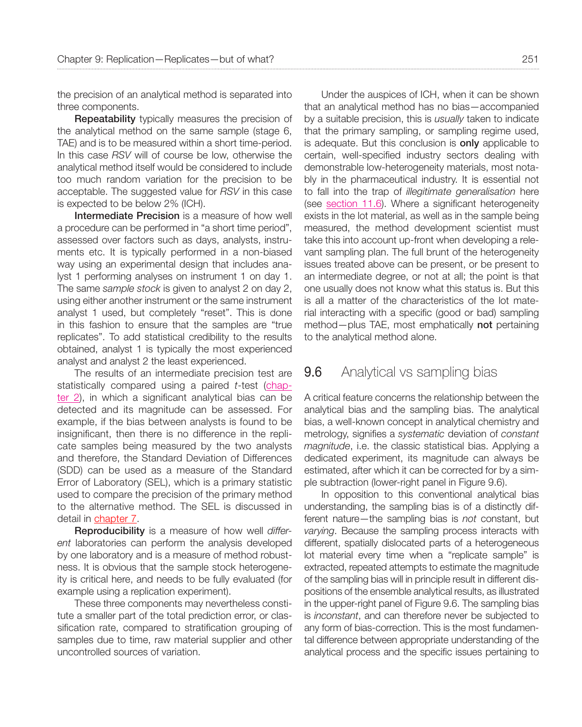the precision of an analytical method is separated into three components.

**Repeatability** typically measures the precision of the analytical method on the same sample (stage 6, TAE) and is to be measured within a short time-period. In this case *RSV* will of course be low, otherwise the analytical method itself would be considered to include too much random variation for the precision to be acceptable. The suggested value for *RSV* in this case is expected to be below 2% (ICH).

**Intermediate Precision** is a measure of how well a procedure can be performed in "a short time period", assessed over factors such as days, analysts, instruments etc. It is typically performed in a non-biased way using an experimental design that includes analyst 1 performing analyses on instrument 1 on day 1. The same *sample stock* is given to analyst 2 on day 2, using either another instrument or the same instrument analyst 1 used, but completely "reset". This is done in this fashion to ensure that the samples are "true replicates". To add statistical credibility to the results obtained, analyst 1 is typically the most experienced analyst and analyst 2 the least experienced.

The results of an intermediate precision test are statistically compared using a paired *t*-test (chapter 2), in which a significant analytical bias can be detected and its magnitude can be assessed. For example, if the bias between analysts is found to be insignificant, then there is no difference in the replicate samples being measured by the two analysts and therefore, the Standard Deviation of Differences (SDD) can be used as a measure of the Standard Error of Laboratory (SEL), which is a primary statistic used to compare the precision of the primary method to the alternative method. The SEL is discussed in detail in chapter 7.

**Reproducibility** is a measure of how well *different* laboratories can perform the analysis developed by one laboratory and is a measure of method robustness. It is obvious that the sample stock heterogeneity is critical here, and needs to be fully evaluated (for example using a replication experiment).

These three components may nevertheless constitute a smaller part of the total prediction error, or classification rate, compared to stratification grouping of samples due to time, raw material supplier and other uncontrolled sources of variation.

Under the auspices of ICH, when it can be shown that an analytical method has no bias—accompanied by a suitable precision, this is *usually* taken to indicate that the primary sampling, or sampling regime used, is adequate. But this conclusion is **only** applicable to certain, well-specified industry sectors dealing with demonstrable low-heterogeneity materials, most notably in the pharmaceutical industry. It is essential not to fall into the trap of *illegitimate generalisation* here (see section 11.6). Where a significant heterogeneity exists in the lot material, as well as in the sample being measured, the method development scientist must take this into account up-front when developing a relevant sampling plan. The full brunt of the heterogeneity issues treated above can be present, or be present to an intermediate degree, or not at all; the point is that one usually does not know what this status is. But this is all a matter of the characteristics of the lot material interacting with a specific (good or bad) sampling method—plus TAE, most emphatically **not** pertaining to the analytical method alone.

## 9.6 Analytical vs sampling bias

A critical feature concerns the relationship between the analytical bias and the sampling bias. The analytical bias, a well-known concept in analytical chemistry and metrology, signifies a *systematic* deviation of *constant magnitude*, i.e. the classic statistical bias. Applying a dedicated experiment, its magnitude can always be estimated, after which it can be corrected for by a simple subtraction (lower-right panel in Figure 9.6).

In opposition to this conventional analytical bias understanding, the sampling bias is of a distinctly different nature—the sampling bias is *not* constant, but *varying*. Because the sampling process interacts with different, spatially dislocated parts of a heterogeneous lot material every time when a "replicate sample" is extracted, repeated attempts to estimate the magnitude of the sampling bias will in principle result in different dispositions of the ensemble analytical results, as illustrated in the upper-right panel of Figure 9.6. The sampling bias is *inconstant*, and can therefore never be subjected to any form of bias-correction. This is the most fundamental difference between appropriate understanding of the analytical process and the specific issues pertaining to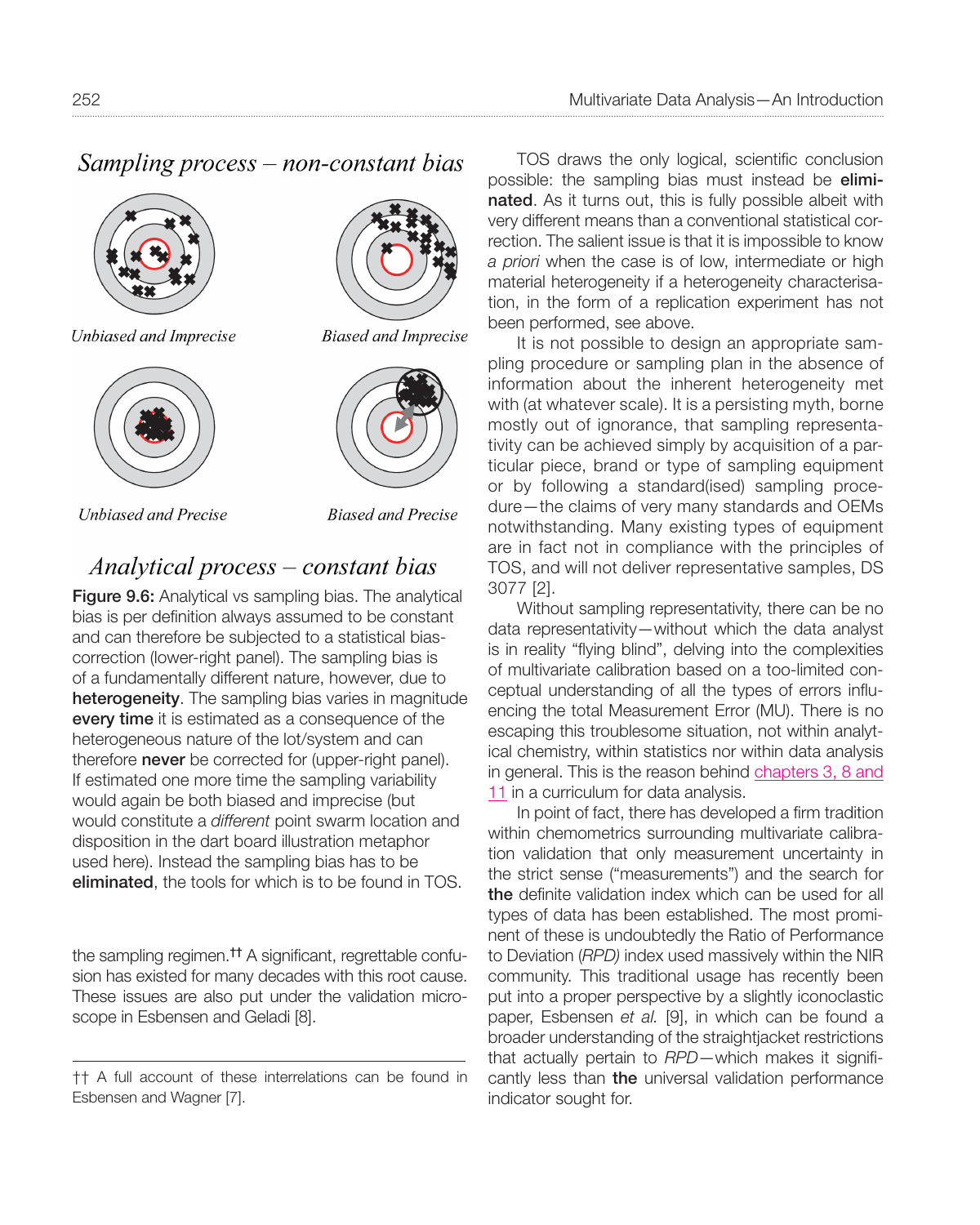*Sampling process – non-constant bias*

*Unbiased and Imprecise* *Biased and Imprecise*

*Unbiased and Precise* *Biased and Precise*

*Analytical process – constant bias*

**Figure 9.6:** Analytical vs sampling bias. The analytical bias is per definition always assumed to be constant and can therefore be subjected to a statistical bias-correction (lower-right panel). The sampling bias is of a fundamentally different nature, however, due to **heterogeneity**. The sampling bias varies in magnitude **every time** it is estimated as a consequence of the heterogeneous nature of the lot/system and can therefore **never** be corrected for (upper-right panel). If estimated one more time the sampling variability would again be both biased and imprecise (but would constitute a *different* point swarm location and disposition in the dart board illustration metaphor used here). Instead the sampling bias has to be **eliminated**, the tools for which is to be found in TOS.

the sampling regimen.[††] A significant, regrettable confusion has existed for many decades with this root cause. These issues are also put under the validation microscope in Esbensen and Geladi [8].

TOS draws the only logical, scientific conclusion possible: the sampling bias must instead be **eliminated**. As it turns out, this is fully possible albeit with very different means than a conventional statistical correction. The salient issue is that it is impossible to know *a priori* when the case is of low, intermediate or high material heterogeneity if a heterogeneity characterisation, in the form of a replication experiment has not been performed, see above.

It is not possible to design an appropriate sampling procedure or sampling plan in the absence of information about the inherent heterogeneity met with (at whatever scale). It is a persisting myth, borne mostly out of ignorance, that sampling representativity can be achieved simply by acquisition of a particular piece, brand or type of sampling equipment or by following a standard(ised) sampling procedure—the claims of very many standards and OEMs notwithstanding. Many existing types of equipment are in fact not in compliance with the principles of TOS, and will not deliver representative samples, DS 3077 [2].

Without sampling representativity, there can be no data representativity—without which the data analyst is in reality "flying blind", delving into the complexities of multivariate calibration based on a too-limited conceptual understanding of all the types of errors influencing the total Measurement Error (MU). There is no escaping this troublesome situation, not within analytical chemistry, within statistics nor within data analysis in general. This is the reason behind chapters 3, 8 and 11 in a curriculum for data analysis.

In point of fact, there has developed a firm tradition within chemometrics surrounding multivariate calibration validation that only measurement uncertainty in the strict sense ("measurements") and the search for **the** definite validation index which can be used for all types of data has been established. The most prominent of these is undoubtedly the Ratio of Performance to Deviation (*RPD)* index used massively within the NIR community. This traditional usage has recently been put into a proper perspective by a slightly iconoclastic paper, Esbensen *et al.* [9], in which can be found a broader understanding of the straightjacket restrictions that actually pertain to *RPD*—which makes it significantly less than **the** universal validation performance indicator sought for.

†† A full account of these interrelations can be found in Esbensen and Wagner [7].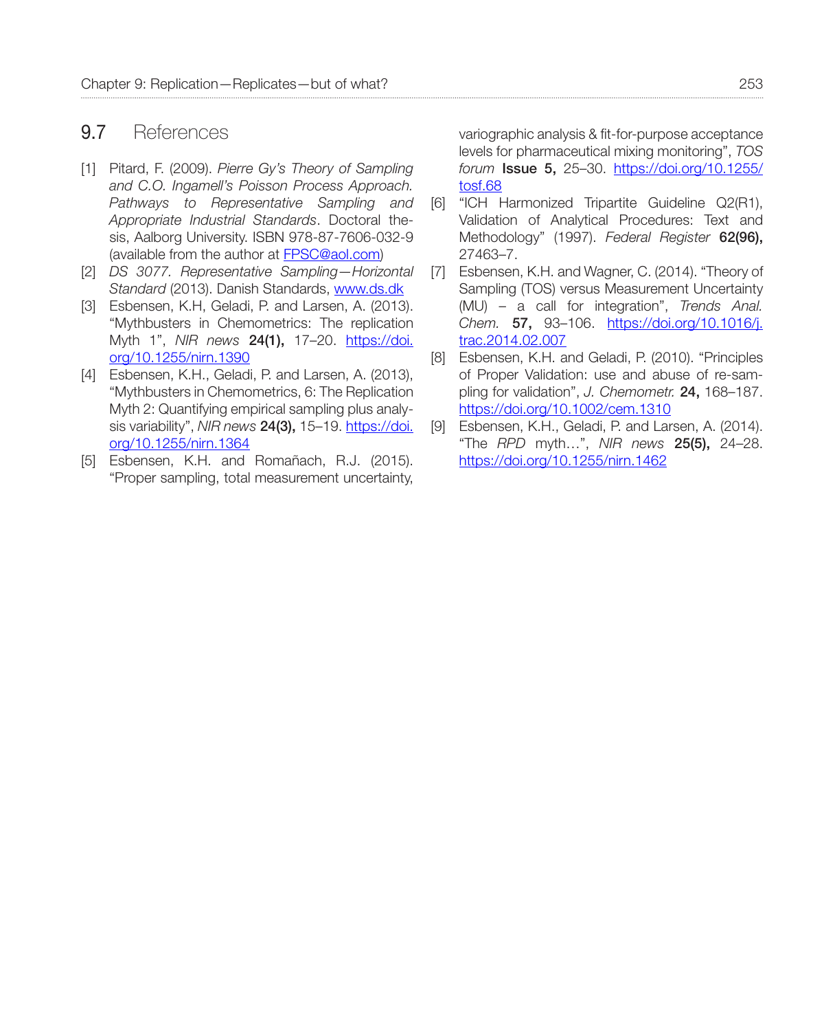## 9.7 References

[1] Pitard, F. (2009). *Pierre Gy's Theory of Sampling and C.O. Ingamell's Poisson Process Approach. Pathways to Representative Sampling and Appropriate Industrial Standards*. Doctoral thesis, Aalborg University. ISBN 978-87-7606-032-9 (available from the author at FPSC@aol.com)

[2] *DS 3077. Representative Sampling—Horizontal Standard* (2013). Danish Standards, www.ds.dk

[3] Esbensen, K.H, Geladi, P. and Larsen, A. (2013). "Mythbusters in Chemometrics: The replication Myth 1", *NIR news* **24(1),** 17–20. https://doi.org/10.1255/nirn.1390

[4] Esbensen, K.H., Geladi, P. and Larsen, A. (2013), "Mythbusters in Chemometrics, 6: The Replication Myth 2: Quantifying empirical sampling plus analysis variability", *NIR news* **24(3),** 15–19. https://doi.org/10.1255/nirn.1364

[5] Esbensen, K.H. and Romañach, R.J. (2015). "Proper sampling, total measurement uncertainty, variographic analysis & fit-for-purpose acceptance levels for pharmaceutical mixing monitoring", *TOS forum* **Issue 5,** 25–30. https://doi.org/10.1255/tosf.68

[6] "ICH Harmonized Tripartite Guideline Q2(R1), Validation of Analytical Procedures: Text and Methodology" (1997). *Federal Register* **62(96),** 27463–7.

[7] Esbensen, K.H. and Wagner, C. (2014). "Theory of Sampling (TOS) versus Measurement Uncertainty (MU) – a call for integration", *Trends Anal. Chem.* **57,** 93–106. https://doi.org/10.1016/j.trac.2014.02.007

[8] Esbensen, K.H. and Geladi, P. (2010). "Principles of Proper Validation: use and abuse of re-sampling for validation", *J. Chemometr.* **24,** 168–187. https://doi.org/10.1002/cem.1310

[9] Esbensen, K.H., Geladi, P. and Larsen, A. (2014). "The *RPD* myth…", *NIR news* **25(5),** 24–28. https://doi.org/10.1255/nirn.1462